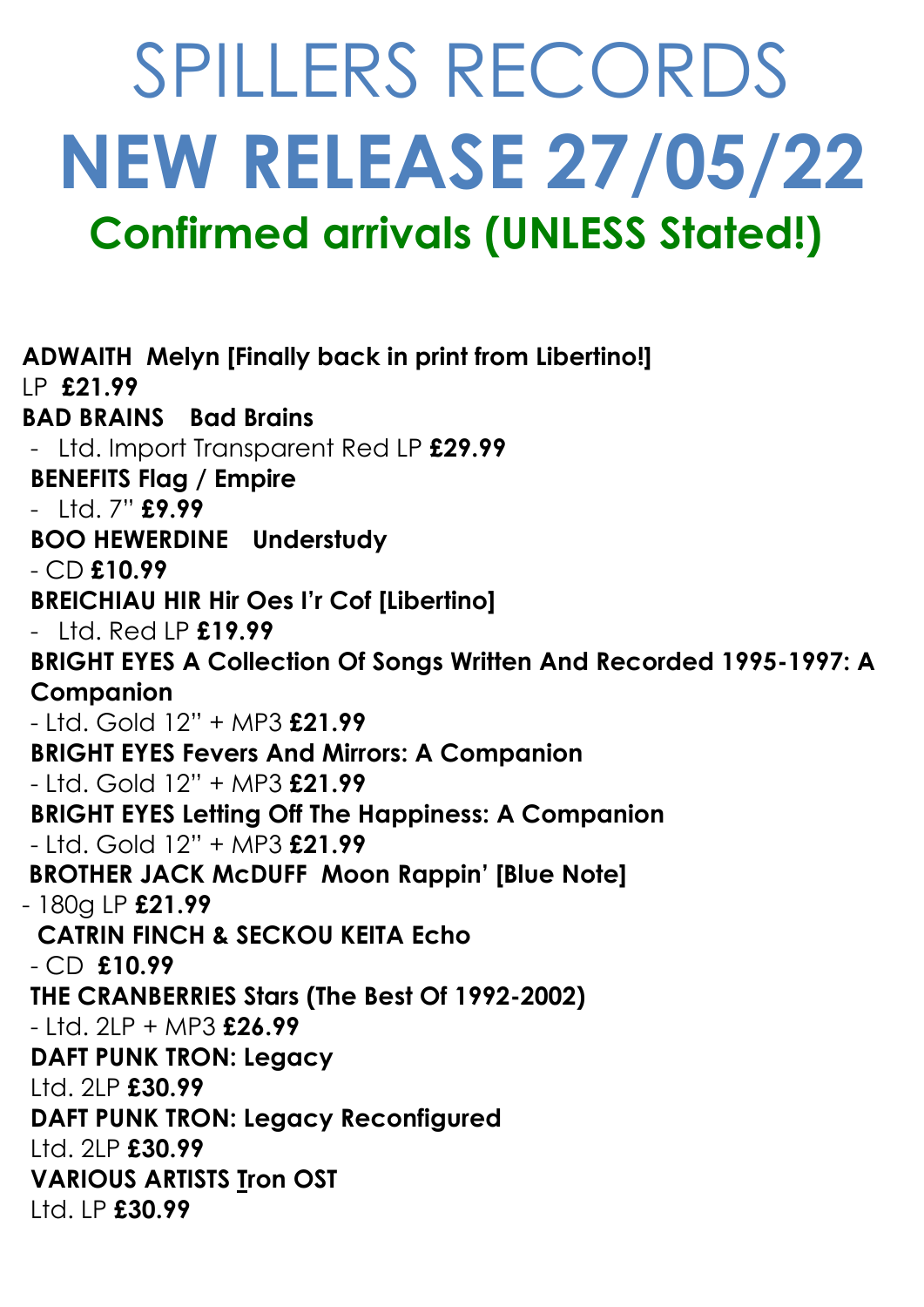# SPILLERS RECORDS

# NEW RELEASE 27/05/22

## Confirmed arrivals (UNLESS Stated!)

**ADWAITH Melyn [Finally back in print from Libertino!]**
LP **£21.99**

**BAD BRAINS Bad Brains**
- Ltd. Import Transparent Red LP **£29.99**

**BENEFITS Flag / Empire**
- Ltd. 7" **£9.99**

**BOO HEWERDINE Understudy**
- CD **£10.99**

**BREICHIAU HIR Hir Oes I'r Cof [Libertino]**
- Ltd. Red LP **£19.99**

**BRIGHT EYES A Collection Of Songs Written And Recorded 1995-1997: A Companion**
- Ltd. Gold 12" + MP3 **£21.99**

**BRIGHT EYES Fevers And Mirrors: A Companion**
- Ltd. Gold 12" + MP3 **£21.99**

**BRIGHT EYES Letting Off The Happiness: A Companion**
- Ltd. Gold 12" + MP3 **£21.99**

**BROTHER JACK McDUFF Moon Rappin' [Blue Note]**
- 180g LP **£21.99**

**CATRIN FINCH & SECKOU KEITA Echo**
- CD **£10.99**

**THE CRANBERRIES Stars (The Best Of 1992-2002)**
- Ltd. 2LP + MP3 **£26.99**

**DAFT PUNK TRON: Legacy**
Ltd. 2LP **£30.99**

**DAFT PUNK TRON: Legacy Reconfigured**
Ltd. 2LP **£30.99**

**VARIOUS ARTISTS Tron OST**
Ltd. LP **£30.99**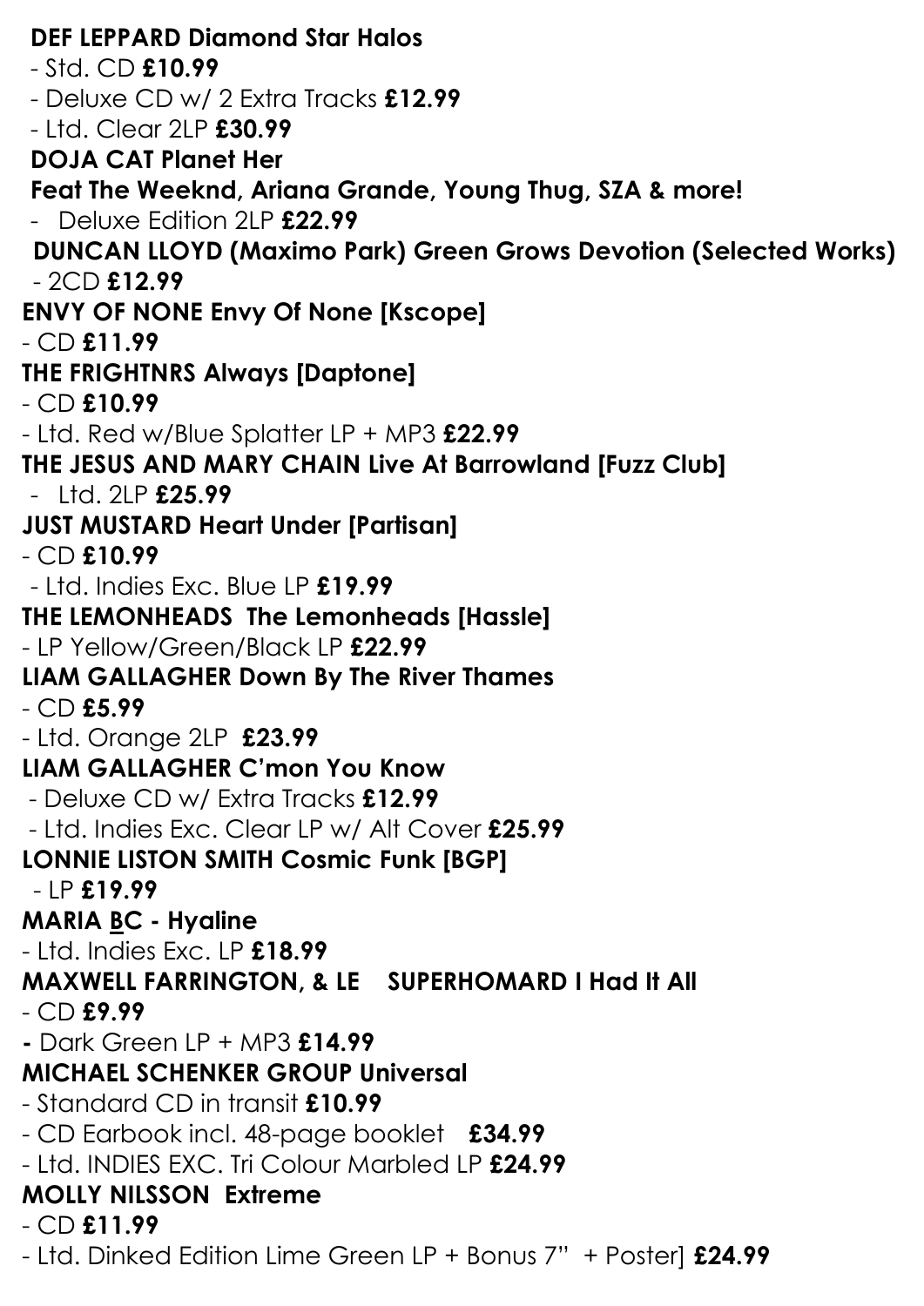**DEF LEPPARD Diamond Star Halos**

- Std. CD **£10.99**
- Deluxe CD w/ 2 Extra Tracks **£12.99**
- Ltd. Clear 2LP **£30.99**

**DOJA CAT Planet Her**

**Feat The Weeknd, Ariana Grande, Young Thug, SZA & more!**

- Deluxe Edition 2LP **£22.99**

**DUNCAN LLOYD (Maximo Park) Green Grows Devotion (Selected Works)**

- 2CD **£12.99**

**ENVY OF NONE Envy Of None [Kscope]**

- CD **£11.99**

**THE FRIGHTNRS Always [Daptone]**

- CD **£10.99**
- Ltd. Red w/Blue Splatter LP + MP3 **£22.99**

**THE JESUS AND MARY CHAIN Live At Barrowland [Fuzz Club]**

- Ltd. 2LP **£25.99**

**JUST MUSTARD Heart Under [Partisan]**

- CD **£10.99**
- Ltd. Indies Exc. Blue LP **£19.99**

**THE LEMONHEADS The Lemonheads [Hassle]**

- LP Yellow/Green/Black LP **£22.99**

**LIAM GALLAGHER Down By The River Thames**

- CD **£5.99**
- Ltd. Orange 2LP **£23.99**

**LIAM GALLAGHER C'mon You Know**

- Deluxe CD w/ Extra Tracks **£12.99**
- Ltd. Indies Exc. Clear LP w/ Alt Cover **£25.99**

**LONNIE LISTON SMITH Cosmic Funk [BGP]**

- LP **£19.99**

**MARIA BC - Hyaline**

- Ltd. Indies Exc. LP **£18.99**

**MAXWELL FARRINGTON, & LE SUPERHOMARD I Had It All**

- CD **£9.99**
- Dark Green LP + MP3 **£14.99**

**MICHAEL SCHENKER GROUP Universal**

- Standard CD in transit **£10.99**
- CD Earbook incl. 48-page booklet **£34.99**
- Ltd. INDIES EXC. Tri Colour Marbled LP **£24.99**

**MOLLY NILSSON Extreme**

- CD **£11.99**
- Ltd. Dinked Edition Lime Green LP + Bonus 7" + Poster] **£24.99**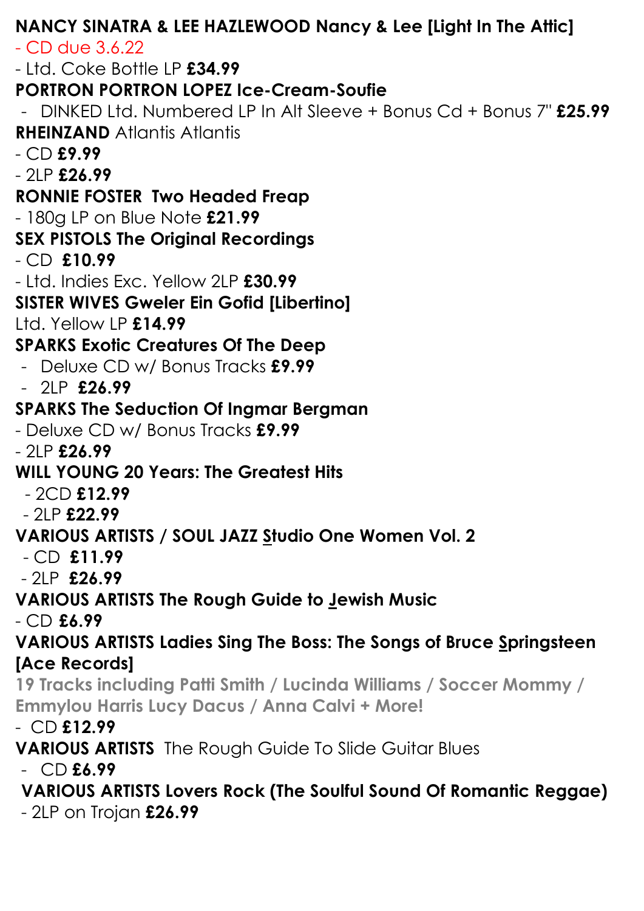**NANCY SINATRA & LEE HAZLEWOOD Nancy & Lee [Light In The Attic]**
- CD due 3.6.22
- Ltd. Coke Bottle LP **£34.99**

**PORTRON PORTRON LOPEZ Ice-Cream-Soufie**
- DINKED Ltd. Numbered LP In Alt Sleeve + Bonus Cd + Bonus 7" **£25.99**

**RHEINZAND** Atlantis Atlantis
- CD **£9.99**
- 2LP **£26.99**

**RONNIE FOSTER Two Headed Freap**
- 180g LP on Blue Note **£21.99**

**SEX PISTOLS The Original Recordings**
- CD **£10.99**
- Ltd. Indies Exc. Yellow 2LP **£30.99**

**SISTER WIVES Gweler Ein Gofid [Libertino]**
Ltd. Yellow LP **£14.99**

**SPARKS Exotic Creatures Of The Deep**
- Deluxe CD w/ Bonus Tracks **£9.99**
- 2LP **£26.99**

**SPARKS The Seduction Of Ingmar Bergman**
- Deluxe CD w/ Bonus Tracks **£9.99**
- 2LP **£26.99**

**WILL YOUNG 20 Years: The Greatest Hits**
- 2CD **£12.99**
- 2LP **£22.99**

**VARIOUS ARTISTS / SOUL JAZZ Studio One Women Vol. 2**
- CD **£11.99**
- 2LP **£26.99**

**VARIOUS ARTISTS The Rough Guide to Jewish Music**
- CD **£6.99**

**VARIOUS ARTISTS Ladies Sing The Boss: The Songs of Bruce Springsteen [Ace Records]**
**19 Tracks including Patti Smith / Lucinda Williams / Soccer Mommy / Emmylou Harris Lucy Dacus / Anna Calvi + More!**
- CD **£12.99**

**VARIOUS ARTISTS** The Rough Guide To Slide Guitar Blues
- CD **£6.99**

**VARIOUS ARTISTS Lovers Rock (The Soulful Sound Of Romantic Reggae)**
- 2LP on Trojan **£26.99**